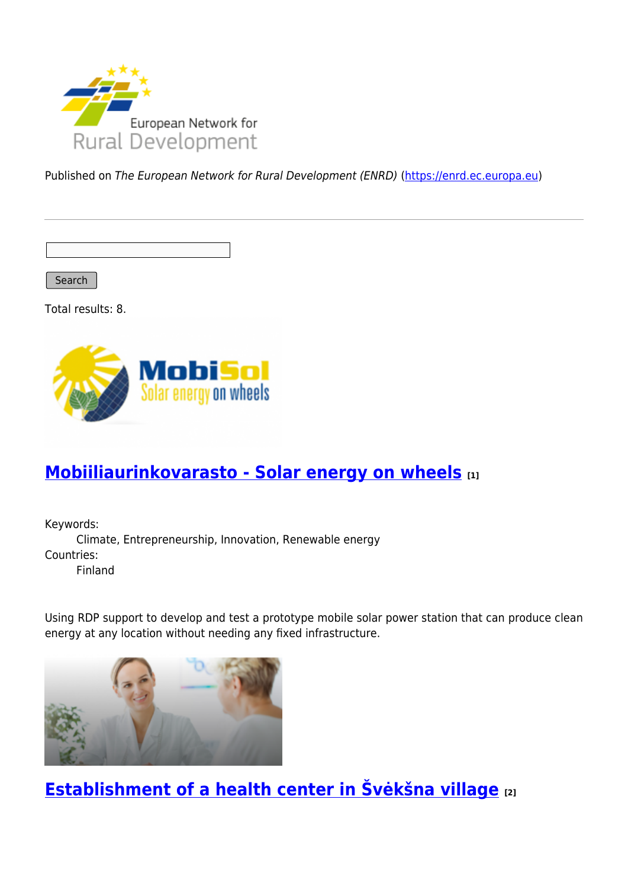Published on *The European Network for Rural Development (ENRD)* (https://enrd.ec.europa.eu)

Search

Total results: 8.

## Mobiiliaurinkovarasto - Solar energy on wheels [1]

Keywords:
Climate, Entrepreneurship, Innovation, Renewable energy

Countries:
Finland

Using RDP support to develop and test a prototype mobile solar power station that can produce clean energy at any location without needing any fixed infrastructure.

## Establishment of a health center in Švėkšna village [2]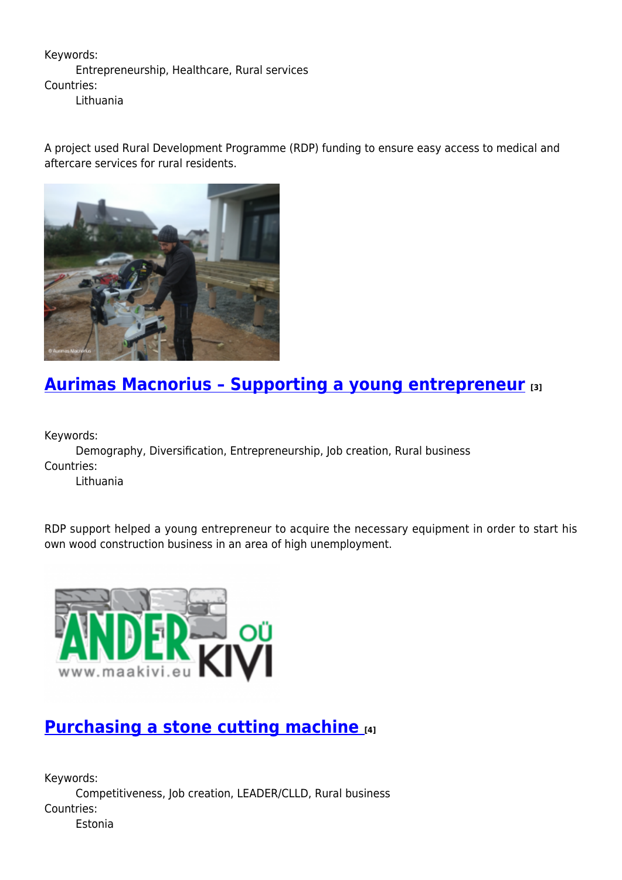Keywords:
Entrepreneurship, Healthcare, Rural services
Countries:
Lithuania

A project used Rural Development Programme (RDP) funding to ensure easy access to medical and aftercare services for rural residents.

## Aurimas Macnorius – Supporting a young entrepreneur [3]

Keywords:
Demography, Diversification, Entrepreneurship, Job creation, Rural business
Countries:
Lithuania

RDP support helped a young entrepreneur to acquire the necessary equipment in order to start his own wood construction business in an area of high unemployment.

## Purchasing a stone cutting machine [4]

Keywords:
Competitiveness, Job creation, LEADER/CLLD, Rural business
Countries:
Estonia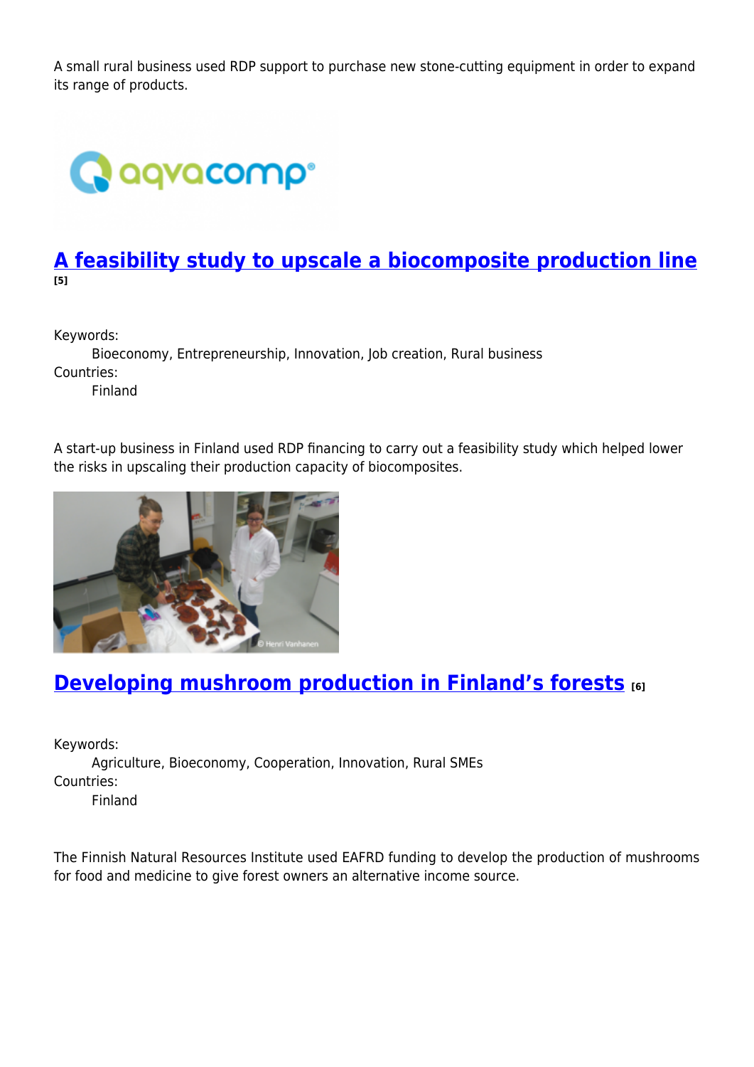A small rural business used RDP support to purchase new stone-cutting equipment in order to expand its range of products.

## A feasibility study to upscale a biocomposite production line [5]

Keywords:
  Bioeconomy, Entrepreneurship, Innovation, Job creation, Rural business
Countries:
  Finland

A start-up business in Finland used RDP financing to carry out a feasibility study which helped lower the risks in upscaling their production capacity of biocomposites.

## Developing mushroom production in Finland's forests [6]

Keywords:
  Agriculture, Bioeconomy, Cooperation, Innovation, Rural SMEs
Countries:
  Finland

The Finnish Natural Resources Institute used EAFRD funding to develop the production of mushrooms for food and medicine to give forest owners an alternative income source.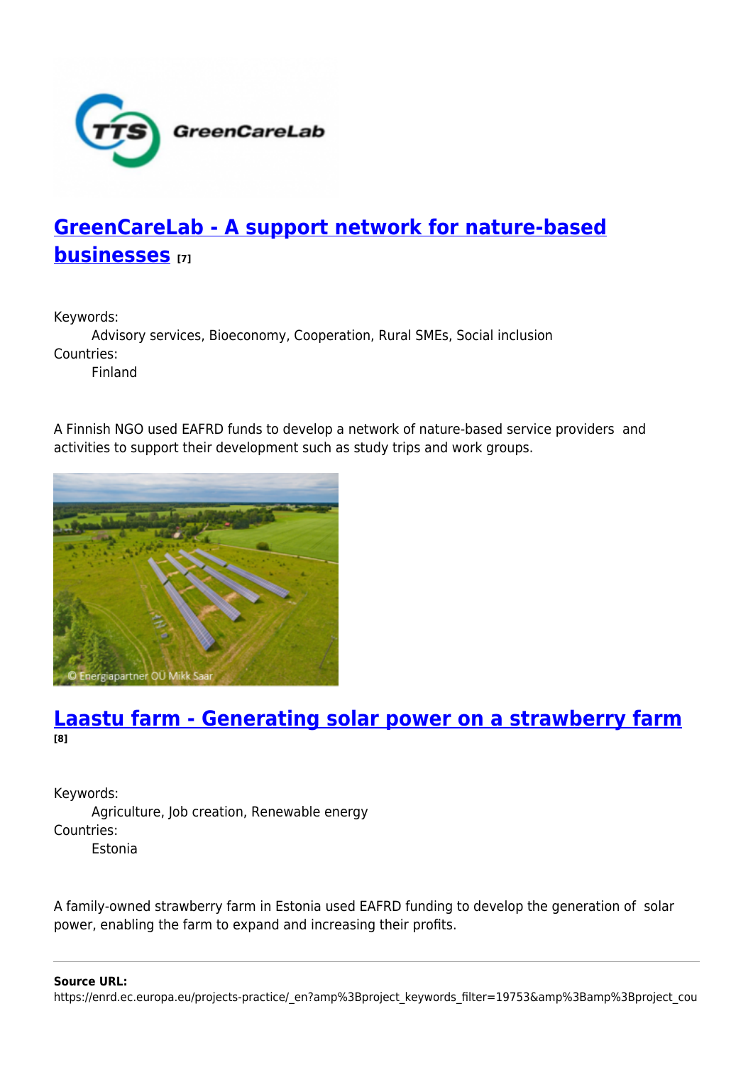## GreenCareLab - A support network for nature-based businesses [7]

Keywords:
Advisory services, Bioeconomy, Cooperation, Rural SMEs, Social inclusion

Countries:
Finland

A Finnish NGO used EAFRD funds to develop a network of nature-based service providers and activities to support their development such as study trips and work groups.

© Energiapartner OÜ Mikk Saar

## Laastu farm - Generating solar power on a strawberry farm [8]

Keywords:
Agriculture, Job creation, Renewable energy

Countries:
Estonia

A family-owned strawberry farm in Estonia used EAFRD funding to develop the generation of solar power, enabling the farm to expand and increasing their profits.

**Source URL:**
https://enrd.ec.europa.eu/projects-practice/_en?amp%3Bproject_keywords_filter=19753&amp%3Bamp%3Bproject_cou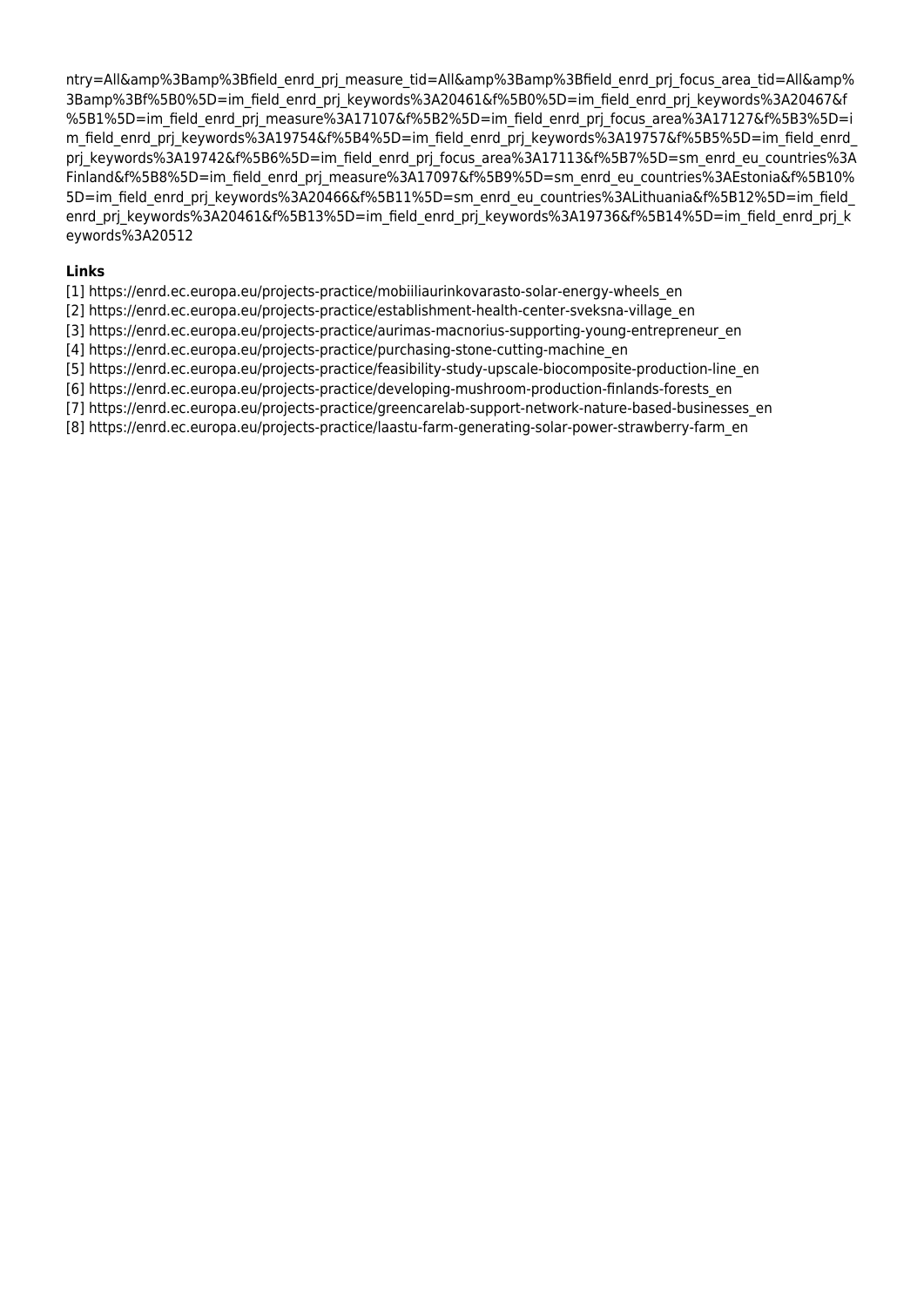ntry=All&amp%3Bamp%3Bfield_enrd_prj_measure_tid=All&amp%3Bamp%3Bfield_enrd_prj_focus_area_tid=All&amp%3Bamp%3Bf%5B0%5D=im_field_enrd_prj_keywords%3A20461&f%5B0%5D=im_field_enrd_prj_keywords%3A20467&f%5B1%5D=im_field_enrd_prj_measure%3A17107&f%5B2%5D=im_field_enrd_prj_focus_area%3A17127&f%5B3%5D=im_field_enrd_prj_keywords%3A19754&f%5B4%5D=im_field_enrd_prj_keywords%3A19757&f%5B5%5D=im_field_enrd_prj_keywords%3A19742&f%5B6%5D=im_field_enrd_prj_focus_area%3A17113&f%5B7%5D=sm_enrd_eu_countries%3AFinland&f%5B8%5D=im_field_enrd_prj_measure%3A17097&f%5B9%5D=sm_enrd_eu_countries%3AEstonia&f%5B10%5D=im_field_enrd_prj_keywords%3A20466&f%5B11%5D=sm_enrd_eu_countries%3ALithuania&f%5B12%5D=im_field_enrd_prj_keywords%3A20461&f%5B13%5D=im_field_enrd_prj_keywords%3A19736&f%5B14%5D=im_field_enrd_prj_keywords%3A20512

**Links**

[1] https://enrd.ec.europa.eu/projects-practice/mobiiliaurinkovarasto-solar-energy-wheels_en
[2] https://enrd.ec.europa.eu/projects-practice/establishment-health-center-sveksna-village_en
[3] https://enrd.ec.europa.eu/projects-practice/aurimas-macnorius-supporting-young-entrepreneur_en
[4] https://enrd.ec.europa.eu/projects-practice/purchasing-stone-cutting-machine_en
[5] https://enrd.ec.europa.eu/projects-practice/feasibility-study-upscale-biocomposite-production-line_en
[6] https://enrd.ec.europa.eu/projects-practice/developing-mushroom-production-finlands-forests_en
[7] https://enrd.ec.europa.eu/projects-practice/greencarelab-support-network-nature-based-businesses_en
[8] https://enrd.ec.europa.eu/projects-practice/laastu-farm-generating-solar-power-strawberry-farm_en